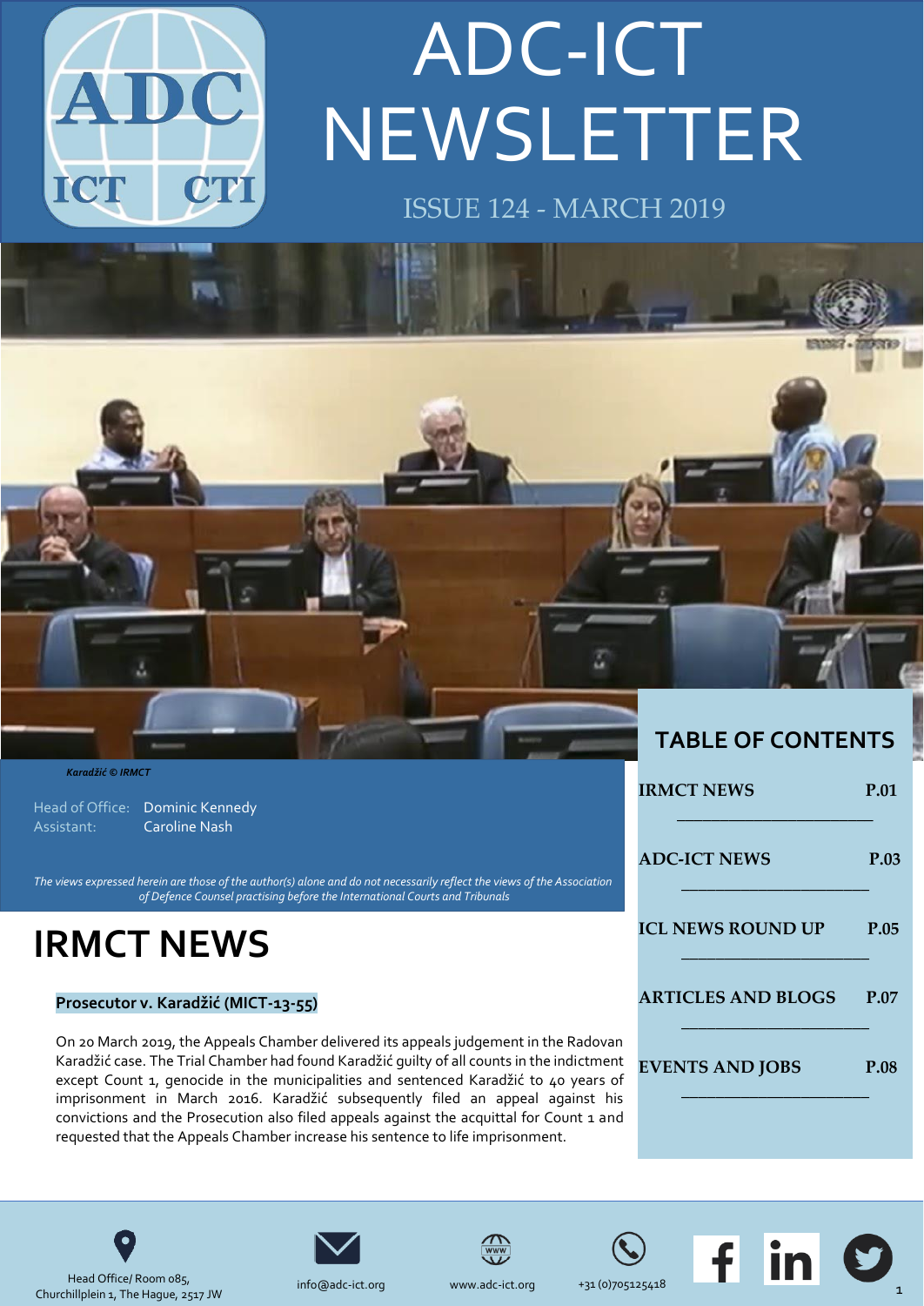# ADC-ICT NEWSLETTER

ISSUE 124 - MARCH 2019

*Karadžić © IRMCT*

Head of Office: Dominic Kennedy
Assistant: Caroline Nash

*The views expressed herein are those of the author(s) alone and do not necessarily reflect the views of the Association of Defence Counsel practising before the International Courts and Tribunals*

## TABLE OF CONTENTS

| | |
|---|---|
| IRMCT NEWS | P.01 |
| ADC-ICT NEWS | P.03 |
| ICL NEWS ROUND UP | P.05 |
| ARTICLES AND BLOGS | P.07 |
| EVENTS AND JOBS | P.08 |

# IRMCT NEWS

### Prosecutor v. Karadžić (MICT-13-55)

On 20 March 2019, the Appeals Chamber delivered its appeals judgement in the Radovan Karadžić case. The Trial Chamber had found Karadžić guilty of all counts in the indictment except Count 1, genocide in the municipalities and sentenced Karadžić to 40 years of imprisonment in March 2016. Karadžić subsequently filed an appeal against his convictions and the Prosecution also filed appeals against the acquittal for Count 1 and requested that the Appeals Chamber increase his sentence to life imprisonment.

Head Office/ Room 085, Churchillplein 1, The Hague, 2517 JW

info@adc-ict.org

www.adc-ict.org

+31 (0)705125418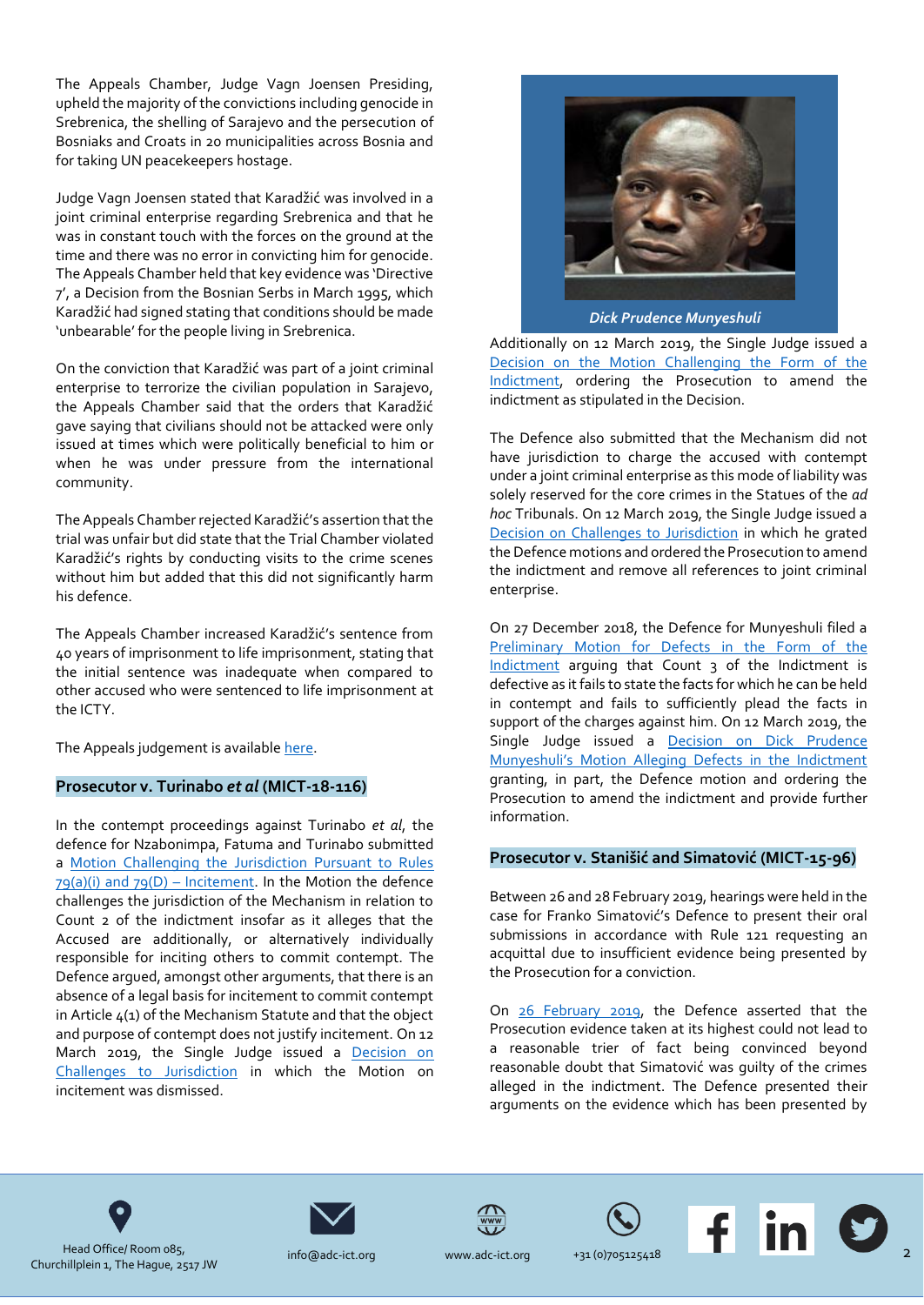The Appeals Chamber, Judge Vagn Joensen Presiding, upheld the majority of the convictions including genocide in Srebrenica, the shelling of Sarajevo and the persecution of Bosniaks and Croats in 20 municipalities across Bosnia and for taking UN peacekeepers hostage.

Judge Vagn Joensen stated that Karadžić was involved in a joint criminal enterprise regarding Srebrenica and that he was in constant touch with the forces on the ground at the time and there was no error in convicting him for genocide. The Appeals Chamber held that key evidence was 'Directive 7', a Decision from the Bosnian Serbs in March 1995, which Karadžić had signed stating that conditions should be made 'unbearable' for the people living in Srebrenica.

On the conviction that Karadžić was part of a joint criminal enterprise to terrorize the civilian population in Sarajevo, the Appeals Chamber said that the orders that Karadžić gave saying that civilians should not be attacked were only issued at times which were politically beneficial to him or when he was under pressure from the international community.

The Appeals Chamber rejected Karadžić's assertion that the trial was unfair but did state that the Trial Chamber violated Karadžić's rights by conducting visits to the crime scenes without him but added that this did not significantly harm his defence.

The Appeals Chamber increased Karadžić's sentence from 40 years of imprisonment to life imprisonment, stating that the initial sentence was inadequate when compared to other accused who were sentenced to life imprisonment at the ICTY.

The Appeals judgement is available here.

## Prosecutor v. Turinabo *et al* (MICT-18-116)

In the contempt proceedings against Turinabo *et al*, the defence for Nzabonimpa, Fatuma and Turinabo submitted a Motion Challenging the Jurisdiction Pursuant to Rules 79(a)(i) and 79(D) – Incitement. In the Motion the defence challenges the jurisdiction of the Mechanism in relation to Count 2 of the indictment insofar as it alleges that the Accused are additionally, or alternatively individually responsible for inciting others to commit contempt. The Defence argued, amongst other arguments, that there is an absence of a legal basis for incitement to commit contempt in Article 4(1) of the Mechanism Statute and that the object and purpose of contempt does not justify incitement. On 12 March 2019, the Single Judge issued a Decision on Challenges to Jurisdiction in which the Motion on incitement was dismissed.

*Dick Prudence Munyeshuli*

Additionally on 12 March 2019, the Single Judge issued a Decision on the Motion Challenging the Form of the Indictment, ordering the Prosecution to amend the indictment as stipulated in the Decision.

The Defence also submitted that the Mechanism did not have jurisdiction to charge the accused with contempt under a joint criminal enterprise as this mode of liability was solely reserved for the core crimes in the Statues of the *ad hoc* Tribunals. On 12 March 2019, the Single Judge issued a Decision on Challenges to Jurisdiction in which he grated the Defence motions and ordered the Prosecution to amend the indictment and remove all references to joint criminal enterprise.

On 27 December 2018, the Defence for Munyeshuli filed a Preliminary Motion for Defects in the Form of the Indictment arguing that Count 3 of the Indictment is defective as it fails to state the facts for which he can be held in contempt and fails to sufficiently plead the facts in support of the charges against him. On 12 March 2019, the Single Judge issued a Decision on Dick Prudence Munyeshuli's Motion Alleging Defects in the Indictment granting, in part, the Defence motion and ordering the Prosecution to amend the indictment and provide further information.

## Prosecutor v. Stanišić and Simatović (MICT-15-96)

Between 26 and 28 February 2019, hearings were held in the case for Franko Simatović's Defence to present their oral submissions in accordance with Rule 121 requesting an acquittal due to insufficient evidence being presented by the Prosecution for a conviction.

On 26 February 2019, the Defence asserted that the Prosecution evidence taken at its highest could not lead to a reasonable trier of fact being convinced beyond reasonable doubt that Simatović was guilty of the crimes alleged in the indictment. The Defence presented their arguments on the evidence which has been presented by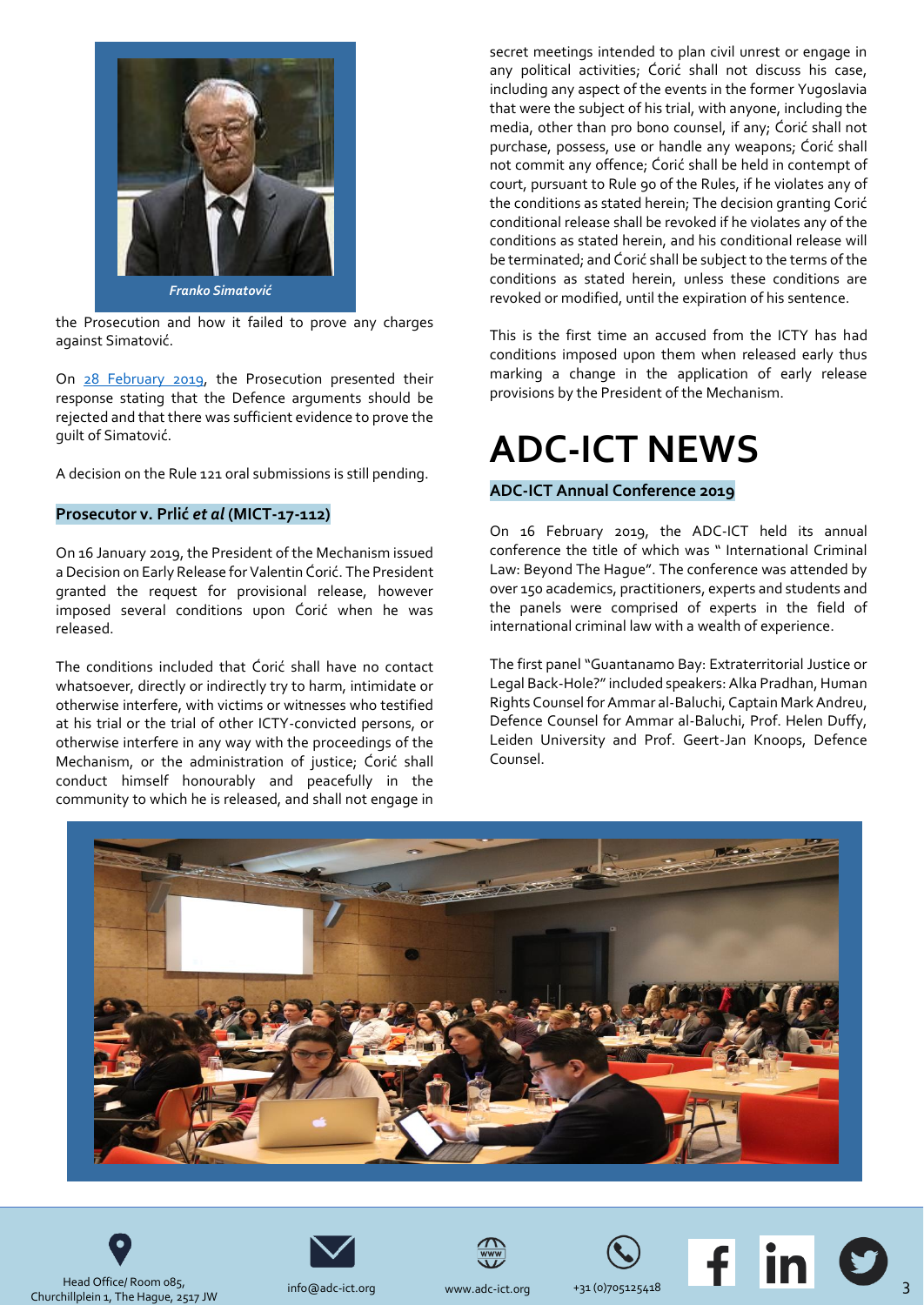Franko Simatović

the Prosecution and how it failed to prove any charges against Simatović.

On 28 February 2019, the Prosecution presented their response stating that the Defence arguments should be rejected and that there was sufficient evidence to prove the guilt of Simatović.

A decision on the Rule 121 oral submissions is still pending.

**Prosecutor v. Prlić *et al* (MICT-17-112)**

On 16 January 2019, the President of the Mechanism issued a Decision on Early Release for Valentin Ćorić. The President granted the request for provisional release, however imposed several conditions upon Ćorić when he was released.

The conditions included that Ćorić shall have no contact whatsoever, directly or indirectly try to harm, intimidate or otherwise interfere, with victims or witnesses who testified at his trial or the trial of other ICTY-convicted persons, or otherwise interfere in any way with the proceedings of the Mechanism, or the administration of justice; Ćorić shall conduct himself honourably and peacefully in the community to which he is released, and shall not engage in secret meetings intended to plan civil unrest or engage in any political activities; Ćorić shall not discuss his case, including any aspect of the events in the former Yugoslavia that were the subject of his trial, with anyone, including the media, other than pro bono counsel, if any; Ćorić shall not purchase, possess, use or handle any weapons; Ćorić shall not commit any offence; Ćorić shall be held in contempt of court, pursuant to Rule 90 of the Rules, if he violates any of the conditions as stated herein; The decision granting Ćorić conditional release shall be revoked if he violates any of the conditions as stated herein, and his conditional release will be terminated; and Ćorić shall be subject to the terms of the conditions as stated herein, unless these conditions are revoked or modified, until the expiration of his sentence.

This is the first time an accused from the ICTY has had conditions imposed upon them when released early thus marking a change in the application of early release provisions by the President of the Mechanism.

# ADC-ICT NEWS

**ADC-ICT Annual Conference 2019**

On 16 February 2019, the ADC-ICT held its annual conference the title of which was " International Criminal Law: Beyond The Hague". The conference was attended by over 150 academics, practitioners, experts and students and the panels were comprised of experts in the field of international criminal law with a wealth of experience.

The first panel "Guantanamo Bay: Extraterritorial Justice or Legal Back-Hole?" included speakers: Alka Pradhan, Human Rights Counsel for Ammar al-Baluchi, Captain Mark Andreu, Defence Counsel for Ammar al-Baluchi, Prof. Helen Duffy, Leiden University and Prof. Geert-Jan Knoops, Defence Counsel.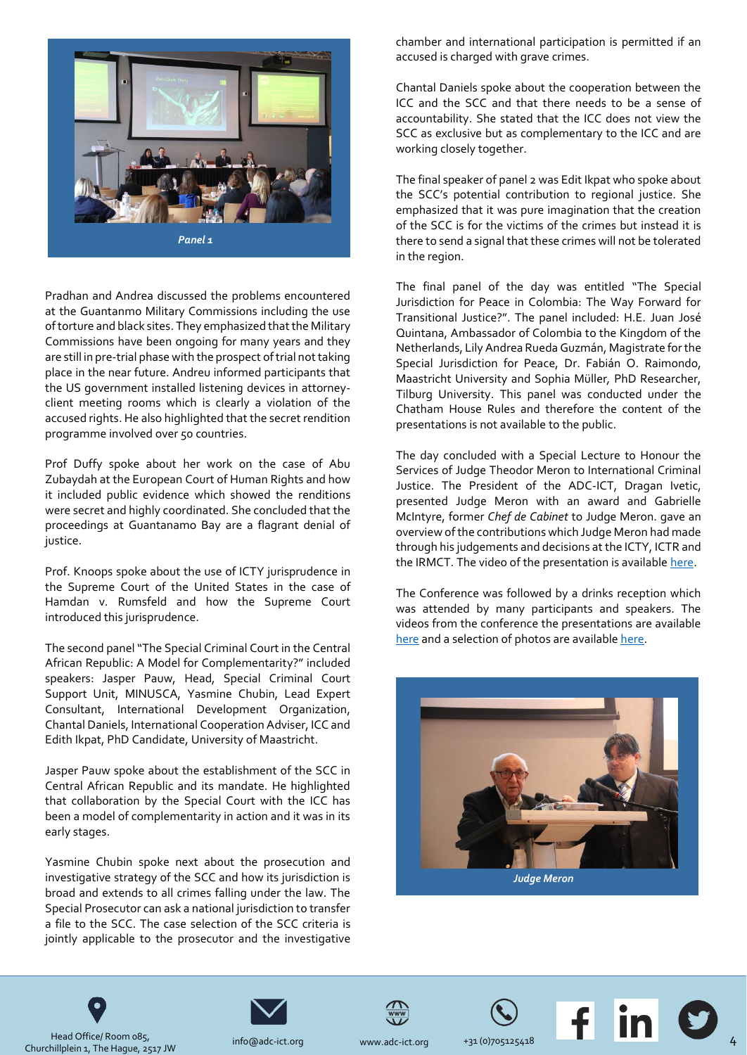Panel 1

Pradhan and Andrea discussed the problems encountered at the Guantanmo Military Commissions including the use of torture and black sites. They emphasized that the Military Commissions have been ongoing for many years and they are still in pre-trial phase with the prospect of trial not taking place in the near future. Andreu informed participants that the US government installed listening devices in attorney-client meeting rooms which is clearly a violation of the accused rights. He also highlighted that the secret rendition programme involved over 50 countries.

Prof Duffy spoke about her work on the case of Abu Zubaydah at the European Court of Human Rights and how it included public evidence which showed the renditions were secret and highly coordinated. She concluded that the proceedings at Guantanamo Bay are a flagrant denial of justice.

Prof. Knoops spoke about the use of ICTY jurisprudence in the Supreme Court of the United States in the case of Hamdan v. Rumsfeld and how the Supreme Court introduced this jurisprudence.

The second panel "The Special Criminal Court in the Central African Republic: A Model for Complementarity?" included speakers: Jasper Pauw, Head, Special Criminal Court Support Unit, MINUSCA, Yasmine Chubin, Lead Expert Consultant, International Development Organization, Chantal Daniels, International Cooperation Adviser, ICC and Edith Ikpat, PhD Candidate, University of Maastricht.

Jasper Pauw spoke about the establishment of the SCC in Central African Republic and its mandate. He highlighted that collaboration by the Special Court with the ICC has been a model of complementarity in action and it was in its early stages.

Yasmine Chubin spoke next about the prosecution and investigative strategy of the SCC and how its jurisdiction is broad and extends to all crimes falling under the law. The Special Prosecutor can ask a national jurisdiction to transfer a file to the SCC. The case selection of the SCC criteria is jointly applicable to the prosecutor and the investigative chamber and international participation is permitted if an accused is charged with grave crimes.

Chantal Daniels spoke about the cooperation between the ICC and the SCC and that there needs to be a sense of accountability. She stated that the ICC does not view the SCC as exclusive but as complementary to the ICC and are working closely together.

The final speaker of panel 2 was Edit Ikpat who spoke about the SCC's potential contribution to regional justice. She emphasized that it was pure imagination that the creation of the SCC is for the victims of the crimes but instead it is there to send a signal that these crimes will not be tolerated in the region.

The final panel of the day was entitled "The Special Jurisdiction for Peace in Colombia: The Way Forward for Transitional Justice?". The panel included: H.E. Juan José Quintana, Ambassador of Colombia to the Kingdom of the Netherlands, Lily Andrea Rueda Guzmán, Magistrate for the Special Jurisdiction for Peace, Dr. Fabián O. Raimondo, Maastricht University and Sophia Müller, PhD Researcher, Tilburg University. This panel was conducted under the Chatham House Rules and therefore the content of the presentations is not available to the public.

The day concluded with a Special Lecture to Honour the Services of Judge Theodor Meron to International Criminal Justice. The President of the ADC-ICT, Dragan Ivetic, presented Judge Meron with an award and Gabrielle McIntyre, former *Chef de Cabinet* to Judge Meron. gave an overview of the contributions which Judge Meron had made through his judgements and decisions at the ICTY, ICTR and the IRMCT. The video of the presentation is available here.

The Conference was followed by a drinks reception which was attended by many participants and speakers. The videos from the conference the presentations are available here and a selection of photos are available here.

Judge Meron

Head Office/ Room 085, Churchillplein 1, The Hague, 2517 JW | info@adc-ict.org | www.adc-ict.org | +31 (0)705125418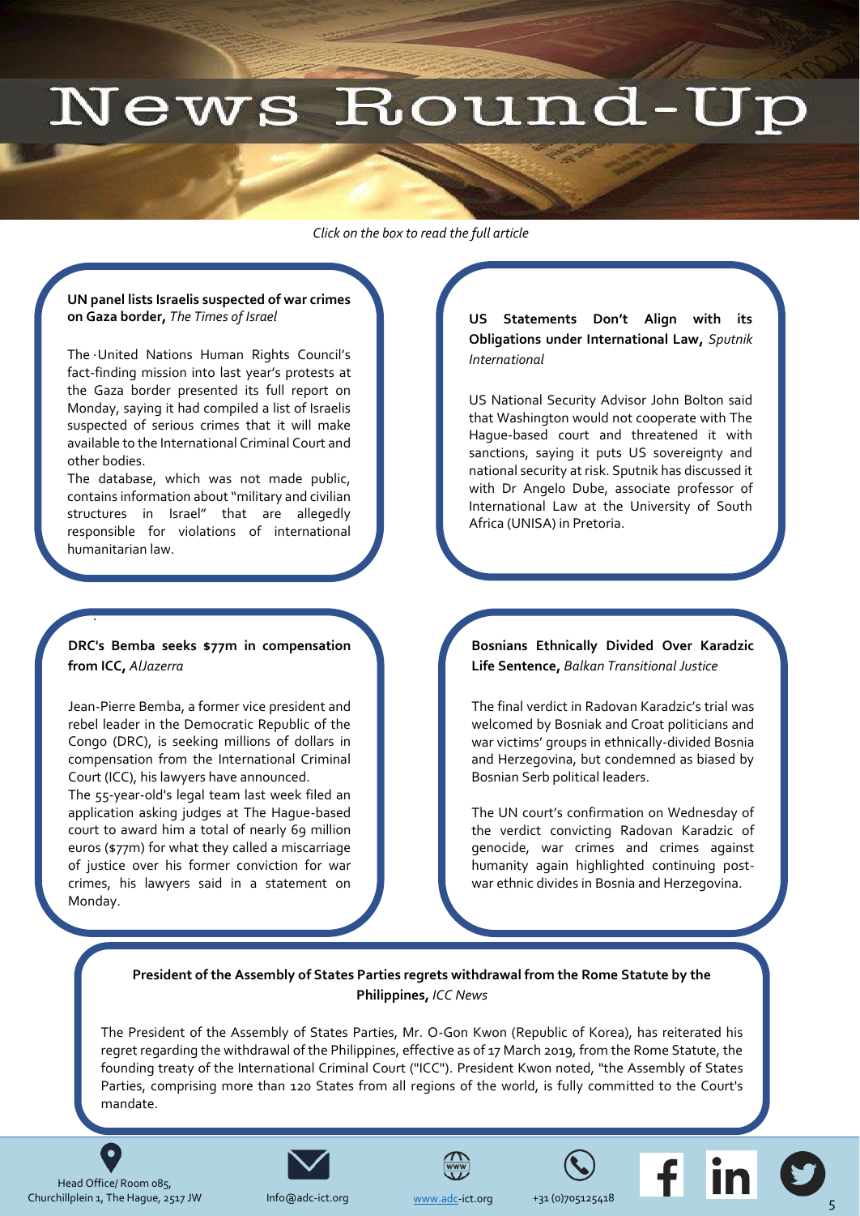# News Round-Up

*Click on the box to read the full article*

**UN panel lists Israelis suspected of war crimes on Gaza border,** *The Times of Israel*

The United Nations Human Rights Council's fact-finding mission into last year's protests at the Gaza border presented its full report on Monday, saying it had compiled a list of Israelis suspected of serious crimes that it will make available to the International Criminal Court and other bodies.

The database, which was not made public, contains information about "military and civilian structures in Israel" that are allegedly responsible for violations of international humanitarian law.

**US Statements Don't Align with its Obligations under International Law,** *Sputnik International*

US National Security Advisor John Bolton said that Washington would not cooperate with The Hague-based court and threatened it with sanctions, saying it puts US sovereignty and national security at risk. Sputnik has discussed it with Dr Angelo Dube, associate professor of International Law at the University of South Africa (UNISA) in Pretoria.

**DRC's Bemba seeks $77m in compensation from ICC,** *AlJazerra*

Jean-Pierre Bemba, a former vice president and rebel leader in the Democratic Republic of the Congo (DRC), is seeking millions of dollars in compensation from the International Criminal Court (ICC), his lawyers have announced.

The 55-year-old's legal team last week filed an application asking judges at The Hague-based court to award him a total of nearly 69 million euros ($77m) for what they called a miscarriage of justice over his former conviction for war crimes, his lawyers said in a statement on Monday.

**Bosnians Ethnically Divided Over Karadzic Life Sentence,** *Balkan Transitional Justice*

The final verdict in Radovan Karadzic's trial was welcomed by Bosniak and Croat politicians and war victims' groups in ethnically-divided Bosnia and Herzegovina, but condemned as biased by Bosnian Serb political leaders.

The UN court's confirmation on Wednesday of the verdict convicting Radovan Karadzic of genocide, war crimes and crimes against humanity again highlighted continuing post-war ethnic divides in Bosnia and Herzegovina.

**President of the Assembly of States Parties regrets withdrawal from the Rome Statute by the Philippines,** *ICC News*

The President of the Assembly of States Parties, Mr. O-Gon Kwon (Republic of Korea), has reiterated his regret regarding the withdrawal of the Philippines, effective as of 17 March 2019, from the Rome Statute, the founding treaty of the International Criminal Court ("ICC"). President Kwon noted, "the Assembly of States Parties, comprising more than 120 States from all regions of the world, is fully committed to the Court's mandate.

Head Office/ Room 085, Churchillplein 1, The Hague, 2517 JW | Info@adc-ict.org | www.adc-ict.org | +31 (0)705125418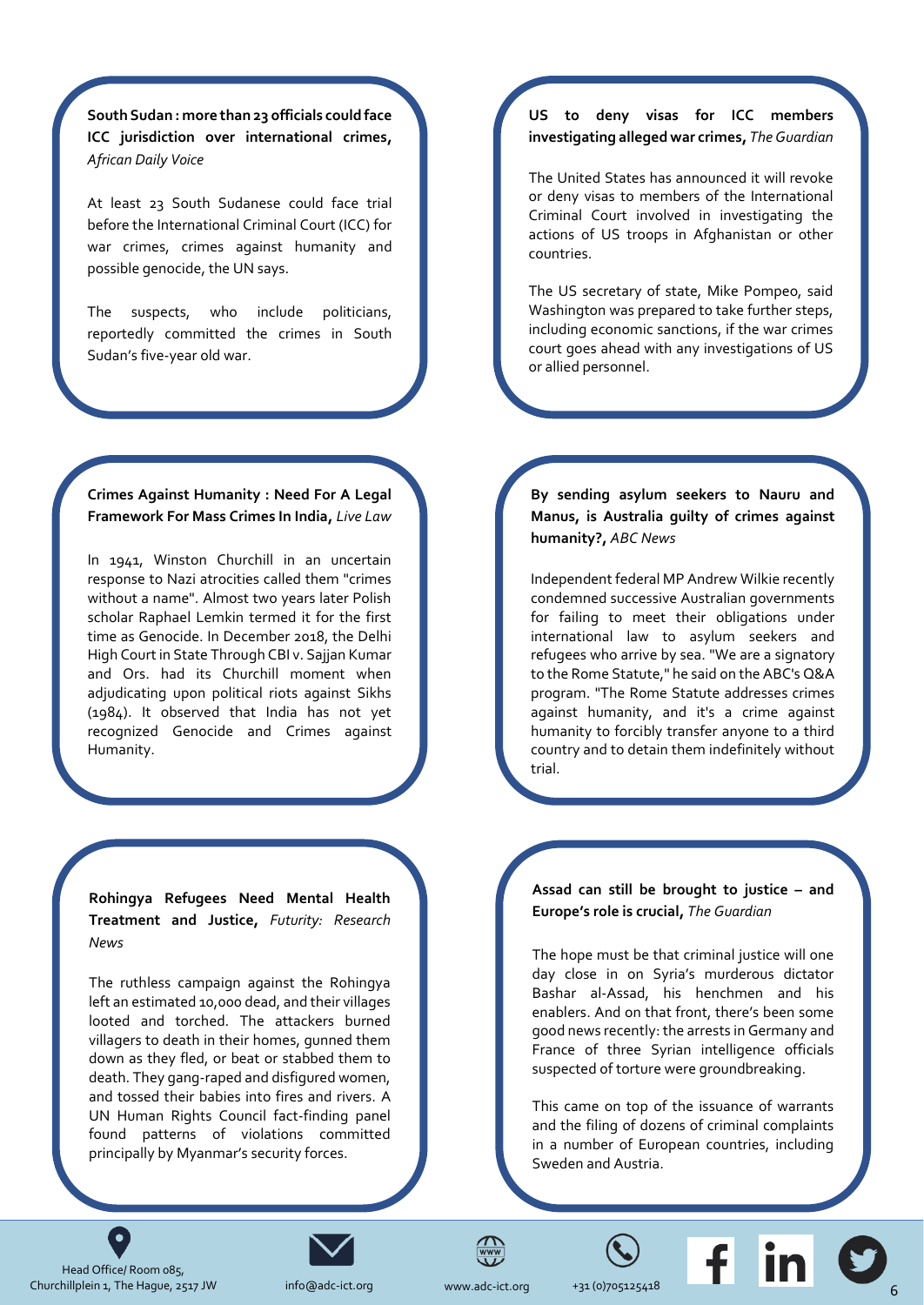**South Sudan : more than 23 officials could face ICC jurisdiction over international crimes,** *African Daily Voice*

At least 23 South Sudanese could face trial before the International Criminal Court (ICC) for war crimes, crimes against humanity and possible genocide, the UN says.

The suspects, who include politicians, reportedly committed the crimes in South Sudan's five-year old war.

**US to deny visas for ICC members investigating alleged war crimes,** *The Guardian*

The United States has announced it will revoke or deny visas to members of the International Criminal Court involved in investigating the actions of US troops in Afghanistan or other countries.

The US secretary of state, Mike Pompeo, said Washington was prepared to take further steps, including economic sanctions, if the war crimes court goes ahead with any investigations of US or allied personnel.

**Crimes Against Humanity : Need For A Legal Framework For Mass Crimes In India,** *Live Law*

In 1941, Winston Churchill in an uncertain response to Nazi atrocities called them "crimes without a name". Almost two years later Polish scholar Raphael Lemkin termed it for the first time as Genocide. In December 2018, the Delhi High Court in State Through CBI v. Sajjan Kumar and Ors. had its Churchill moment when adjudicating upon political riots against Sikhs (1984). It observed that India has not yet recognized Genocide and Crimes against Humanity.

**By sending asylum seekers to Nauru and Manus, is Australia guilty of crimes against humanity?,** *ABC News*

Independent federal MP Andrew Wilkie recently condemned successive Australian governments for failing to meet their obligations under international law to asylum seekers and refugees who arrive by sea. "We are a signatory to the Rome Statute," he said on the ABC's Q&A program. "The Rome Statute addresses crimes against humanity, and it's a crime against humanity to forcibly transfer anyone to a third country and to detain them indefinitely without trial.

**Rohingya Refugees Need Mental Health Treatment and Justice,** *Futurity: Research News*

The ruthless campaign against the Rohingya left an estimated 10,000 dead, and their villages looted and torched. The attackers burned villagers to death in their homes, gunned them down as they fled, or beat or stabbed them to death. They gang-raped and disfigured women, and tossed their babies into fires and rivers. A UN Human Rights Council fact-finding panel found patterns of violations committed principally by Myanmar's security forces.

**Assad can still be brought to justice – and Europe's role is crucial,** *The Guardian*

The hope must be that criminal justice will one day close in on Syria's murderous dictator Bashar al-Assad, his henchmen and his enablers. And on that front, there's been some good news recently: the arrests in Germany and France of three Syrian intelligence officials suspected of torture were groundbreaking.

This came on top of the issuance of warrants and the filing of dozens of criminal complaints in a number of European countries, including Sweden and Austria.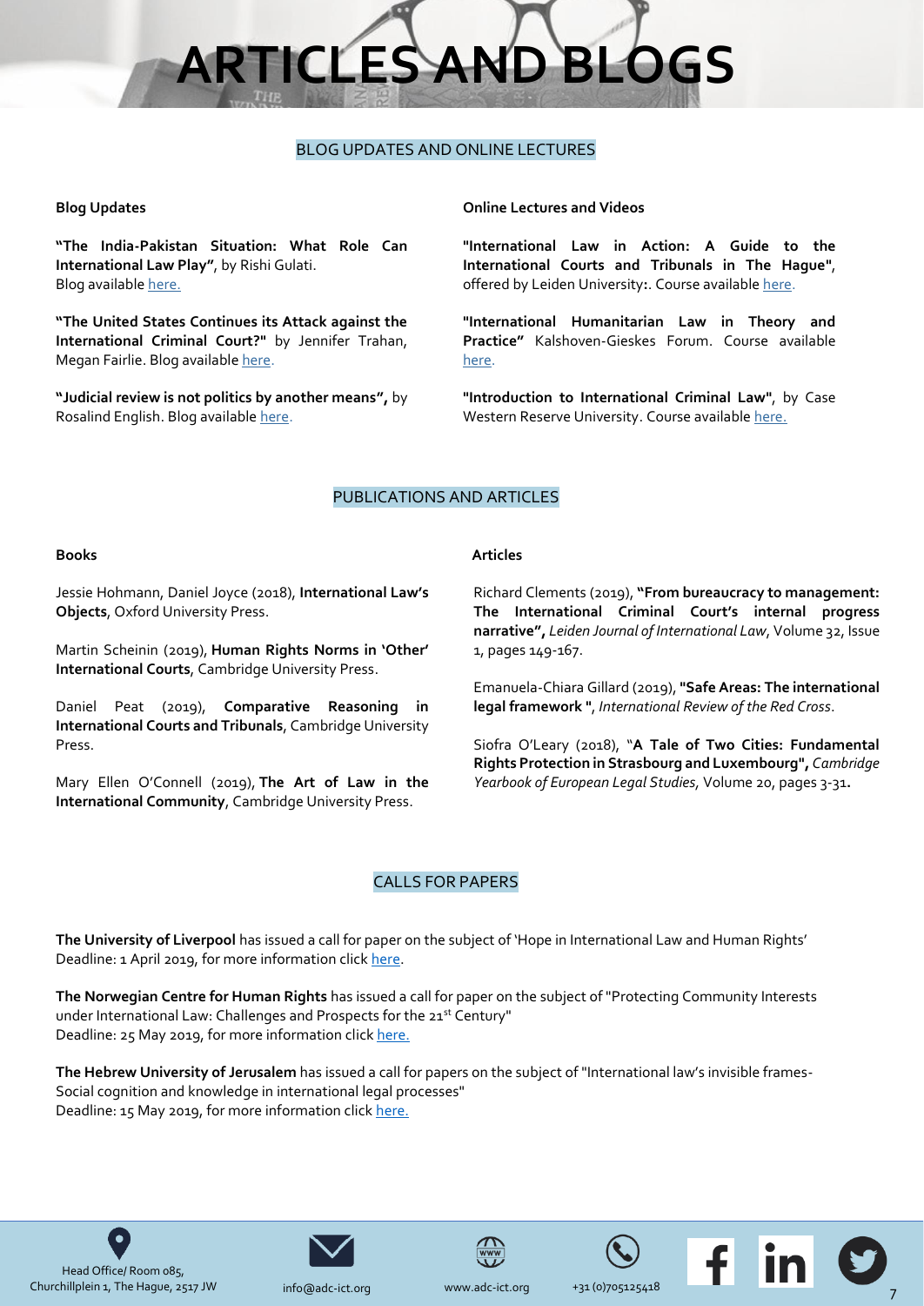# ARTICLES AND BLOGS

## BLOG UPDATES AND ONLINE LECTURES

### Blog Updates

**"The India-Pakistan Situation: What Role Can International Law Play"**, by Rishi Gulati. Blog available here.

**"The United States Continues its Attack against the International Criminal Court?"** by Jennifer Trahan, Megan Fairlie. Blog available here.

**"Judicial review is not politics by another means",** by Rosalind English. Blog available here.

### Online Lectures and Videos

**"International Law in Action: A Guide to the International Courts and Tribunals in The Hague"**, offered by Leiden University**:**. Course available here.

**"International Humanitarian Law in Theory and Practice"** Kalshoven-Gieskes Forum. Course available here.

**"Introduction to International Criminal Law"**, by Case Western Reserve University. Course available here.

## PUBLICATIONS AND ARTICLES

### Books

Jessie Hohmann, Daniel Joyce (2018), **International Law's Objects**, Oxford University Press.

Martin Scheinin (2019), **Human Rights Norms in 'Other' International Courts**, Cambridge University Press.

Daniel Peat (2019), **Comparative Reasoning in International Courts and Tribunals**, Cambridge University Press.

Mary Ellen O'Connell (2019), **The Art of Law in the International Community**, Cambridge University Press.

### Articles

Richard Clements (2019), **"From bureaucracy to management: The International Criminal Court's internal progress narrative",** *Leiden Journal of International Law*, Volume 32, Issue 1, pages 149-167.

Emanuela-Chiara Gillard (2019), **"Safe Areas: The international legal framework "**, *International Review of the Red Cross*.

Siofra O'Leary (2018), "**A Tale of Two Cities: Fundamental Rights Protection in Strasbourg and Luxembourg",** *Cambridge Yearbook of European Legal Studies,* Volume 20, pages 3-31**.**

## CALLS FOR PAPERS

**The University of Liverpool** has issued a call for paper on the subject of 'Hope in International Law and Human Rights'
Deadline: 1 April 2019, for more information click here.

**The Norwegian Centre for Human Rights** has issued a call for paper on the subject of "Protecting Community Interests under International Law: Challenges and Prospects for the 21st Century"
Deadline: 25 May 2019, for more information click here.

**The Hebrew University of Jerusalem** has issued a call for papers on the subject of "International law's invisible frames-Social cognition and knowledge in international legal processes"
Deadline: 15 May 2019, for more information click here.

Head Office/ Room 085, Churchillplein 1, The Hague, 2517 JW | info@adc-ict.org | www.adc-ict.org | +31 (0)705125418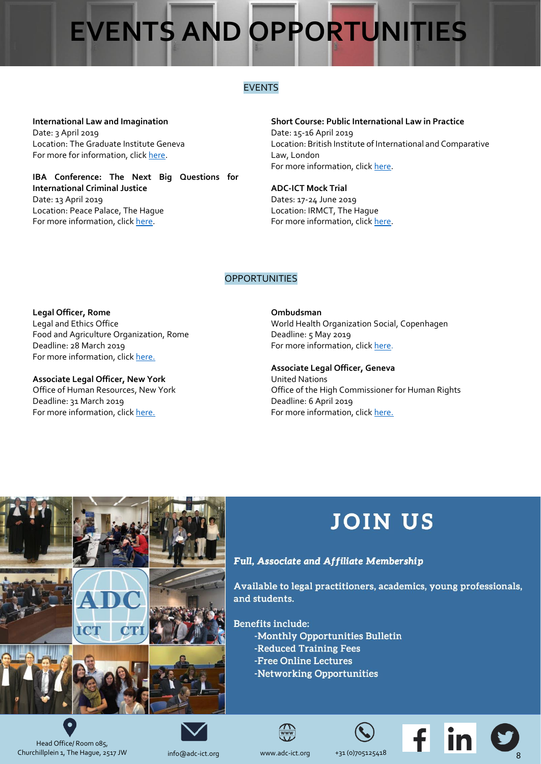# EVENTS AND OPPORTUNITIES

## EVENTS

**International Law and Imagination**
Date: 3 April 2019
Location: The Graduate Institute Geneva
For more for information, click here.

**IBA Conference: The Next Big Questions for International Criminal Justice**
Date: 13 April 2019
Location: Peace Palace, The Hague
For more information, click here.

**Short Course: Public International Law in Practice**
Date: 15-16 April 2019
Location: British Institute of International and Comparative Law, London
For more information, click here.

**ADC-ICT Mock Trial**
Dates: 17-24 June 2019
Location: IRMCT, The Hague
For more information, click here.

## OPPORTUNITIES

**Legal Officer, Rome**
Legal and Ethics Office
Food and Agriculture Organization, Rome
Deadline: 28 March 2019
For more information, click here.

**Associate Legal Officer, New York**
Office of Human Resources, New York
Deadline: 31 March 2019
For more information, click here.

**Ombudsman**
World Health Organization Social, Copenhagen
Deadline: 5 May 2019
For more information, click here.

**Associate Legal Officer, Geneva**
United Nations
Office of the High Commissioner for Human Rights
Deadline: 6 April 2019
For more information, click here.

## JOIN US

***Full, Associate and Affiliate Membership***

**Available to legal practitioners, academics, young professionals, and students.**

**Benefits include:**
- Monthly Opportunities Bulletin
- Reduced Training Fees
- Free Online Lectures
- Networking Opportunities

Head Office/ Room 085, Churchillplein 1, The Hague, 2517 JW

info@adc-ict.org

www.adc-ict.org

+31 (0)705125418